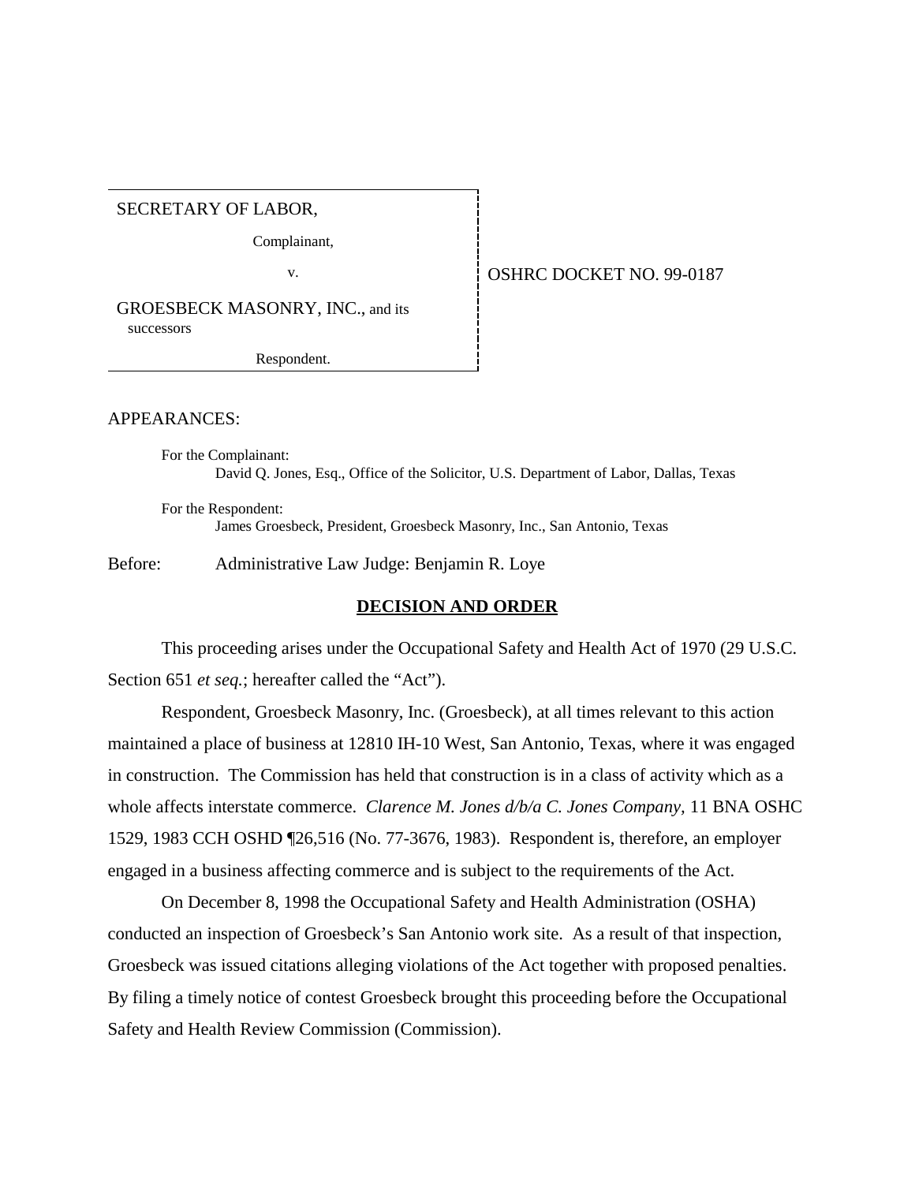SECRETARY OF LABOR,

Complainant,

v.

GROESBECK MASONRY, INC., and its successors

Respondent.

OSHRC DOCKET NO. 99-0187

APPEARANCES:

For the Complainant:
David Q. Jones, Esq., Office of the Solicitor, U.S. Department of Labor, Dallas, Texas

For the Respondent:
James Groesbeck, President, Groesbeck Masonry, Inc., San Antonio, Texas

Before: Administrative Law Judge: Benjamin R. Loye

## DECISION AND ORDER

This proceeding arises under the Occupational Safety and Health Act of 1970 (29 U.S.C. Section 651 *et seq.*; hereafter called the "Act").

Respondent, Groesbeck Masonry, Inc. (Groesbeck), at all times relevant to this action maintained a place of business at 12810 IH-10 West, San Antonio, Texas, where it was engaged in construction. The Commission has held that construction is in a class of activity which as a whole affects interstate commerce. *Clarence M. Jones d/b/a C. Jones Company,* 11 BNA OSHC 1529, 1983 CCH OSHD ¶26,516 (No. 77-3676, 1983). Respondent is, therefore, an employer engaged in a business affecting commerce and is subject to the requirements of the Act.

On December 8, 1998 the Occupational Safety and Health Administration (OSHA) conducted an inspection of Groesbeck's San Antonio work site. As a result of that inspection, Groesbeck was issued citations alleging violations of the Act together with proposed penalties. By filing a timely notice of contest Groesbeck brought this proceeding before the Occupational Safety and Health Review Commission (Commission).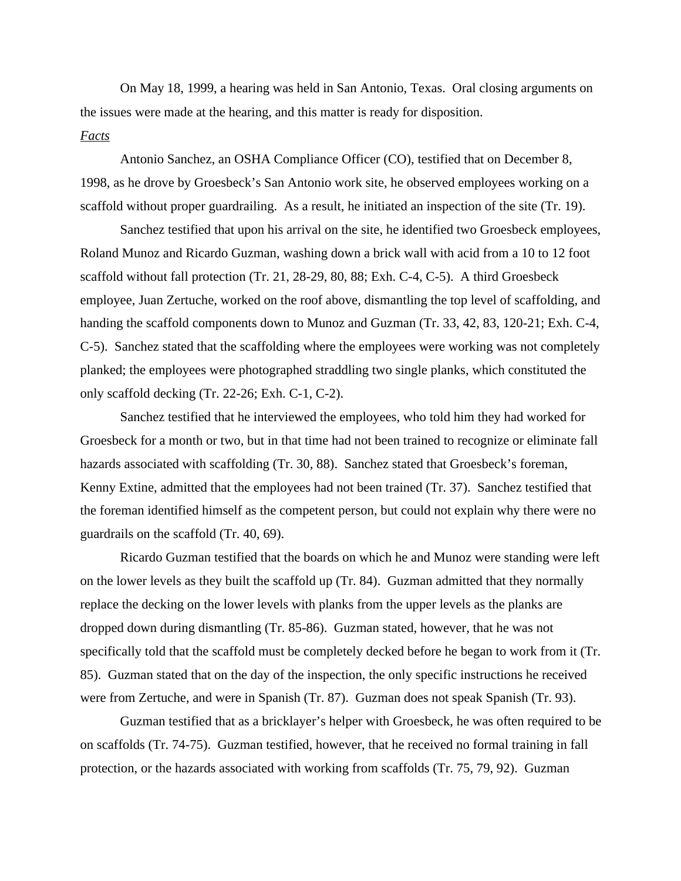On May 18, 1999, a hearing was held in San Antonio, Texas. Oral closing arguments on the issues were made at the hearing, and this matter is ready for disposition.

*Facts*

Antonio Sanchez, an OSHA Compliance Officer (CO), testified that on December 8, 1998, as he drove by Groesbeck's San Antonio work site, he observed employees working on a scaffold without proper guardrailing. As a result, he initiated an inspection of the site (Tr. 19).

Sanchez testified that upon his arrival on the site, he identified two Groesbeck employees, Roland Munoz and Ricardo Guzman, washing down a brick wall with acid from a 10 to 12 foot scaffold without fall protection (Tr. 21, 28-29, 80, 88; Exh. C-4, C-5). A third Groesbeck employee, Juan Zertuche, worked on the roof above, dismantling the top level of scaffolding, and handing the scaffold components down to Munoz and Guzman (Tr. 33, 42, 83, 120-21; Exh. C-4, C-5). Sanchez stated that the scaffolding where the employees were working was not completely planked; the employees were photographed straddling two single planks, which constituted the only scaffold decking (Tr. 22-26; Exh. C-1, C-2).

Sanchez testified that he interviewed the employees, who told him they had worked for Groesbeck for a month or two, but in that time had not been trained to recognize or eliminate fall hazards associated with scaffolding (Tr. 30, 88). Sanchez stated that Groesbeck's foreman, Kenny Extine, admitted that the employees had not been trained (Tr. 37). Sanchez testified that the foreman identified himself as the competent person, but could not explain why there were no guardrails on the scaffold (Tr. 40, 69).

Ricardo Guzman testified that the boards on which he and Munoz were standing were left on the lower levels as they built the scaffold up (Tr. 84). Guzman admitted that they normally replace the decking on the lower levels with planks from the upper levels as the planks are dropped down during dismantling (Tr. 85-86). Guzman stated, however, that he was not specifically told that the scaffold must be completely decked before he began to work from it (Tr. 85). Guzman stated that on the day of the inspection, the only specific instructions he received were from Zertuche, and were in Spanish (Tr. 87). Guzman does not speak Spanish (Tr. 93).

Guzman testified that as a bricklayer's helper with Groesbeck, he was often required to be on scaffolds (Tr. 74-75). Guzman testified, however, that he received no formal training in fall protection, or the hazards associated with working from scaffolds (Tr. 75, 79, 92). Guzman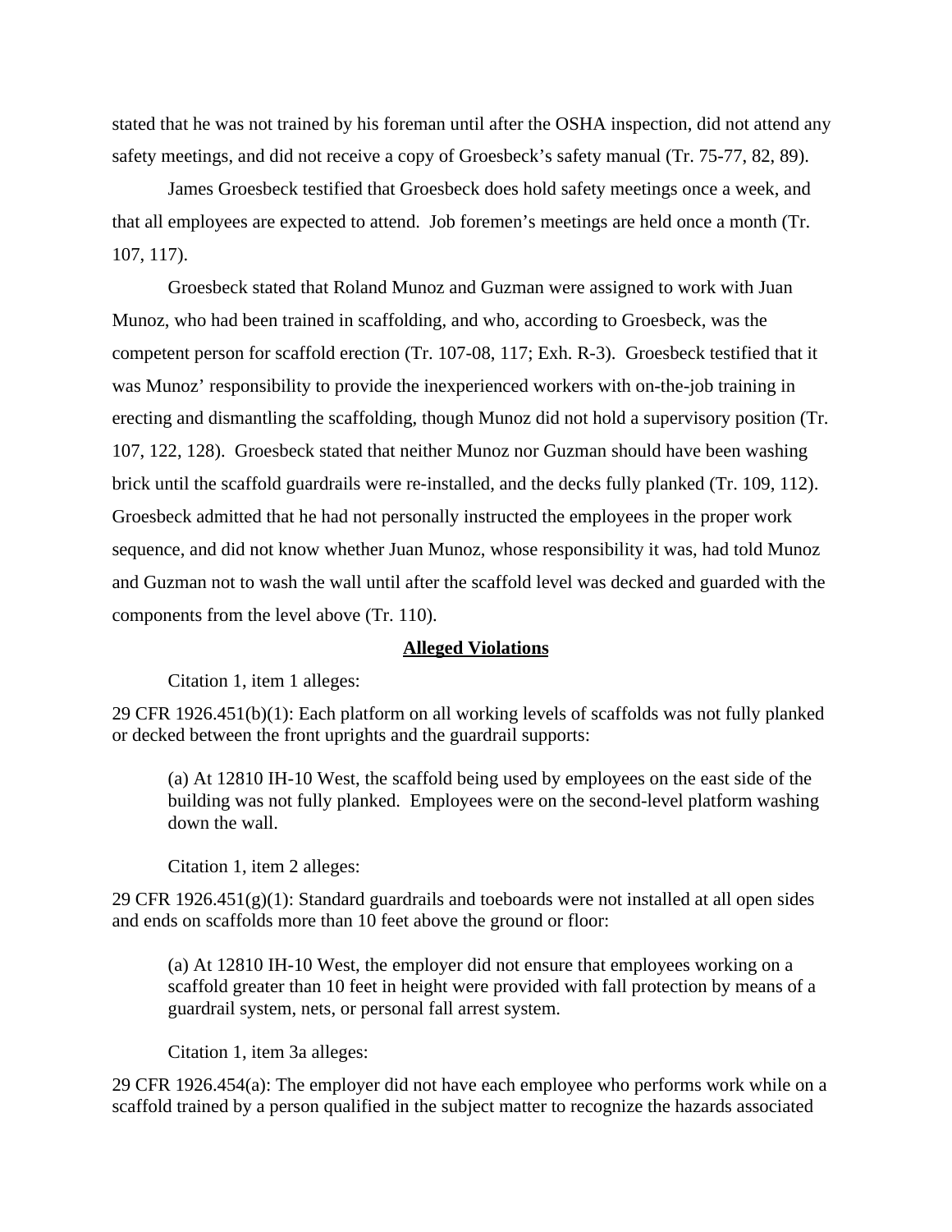stated that he was not trained by his foreman until after the OSHA inspection, did not attend any safety meetings, and did not receive a copy of Groesbeck's safety manual (Tr. 75-77, 82, 89).

James Groesbeck testified that Groesbeck does hold safety meetings once a week, and that all employees are expected to attend. Job foremen's meetings are held once a month (Tr. 107, 117).

Groesbeck stated that Roland Munoz and Guzman were assigned to work with Juan Munoz, who had been trained in scaffolding, and who, according to Groesbeck, was the competent person for scaffold erection (Tr. 107-08, 117; Exh. R-3). Groesbeck testified that it was Munoz' responsibility to provide the inexperienced workers with on-the-job training in erecting and dismantling the scaffolding, though Munoz did not hold a supervisory position (Tr. 107, 122, 128). Groesbeck stated that neither Munoz nor Guzman should have been washing brick until the scaffold guardrails were re-installed, and the decks fully planked (Tr. 109, 112). Groesbeck admitted that he had not personally instructed the employees in the proper work sequence, and did not know whether Juan Munoz, whose responsibility it was, had told Munoz and Guzman not to wash the wall until after the scaffold level was decked and guarded with the components from the level above (Tr. 110).

## Alleged Violations

Citation 1, item 1 alleges:

29 CFR 1926.451(b)(1): Each platform on all working levels of scaffolds was not fully planked or decked between the front uprights and the guardrail supports:

> (a) At 12810 IH-10 West, the scaffold being used by employees on the east side of the building was not fully planked. Employees were on the second-level platform washing down the wall.

Citation 1, item 2 alleges:

29 CFR 1926.451(g)(1): Standard guardrails and toeboards were not installed at all open sides and ends on scaffolds more than 10 feet above the ground or floor:

> (a) At 12810 IH-10 West, the employer did not ensure that employees working on a scaffold greater than 10 feet in height were provided with fall protection by means of a guardrail system, nets, or personal fall arrest system.

Citation 1, item 3a alleges:

29 CFR 1926.454(a): The employer did not have each employee who performs work while on a scaffold trained by a person qualified in the subject matter to recognize the hazards associated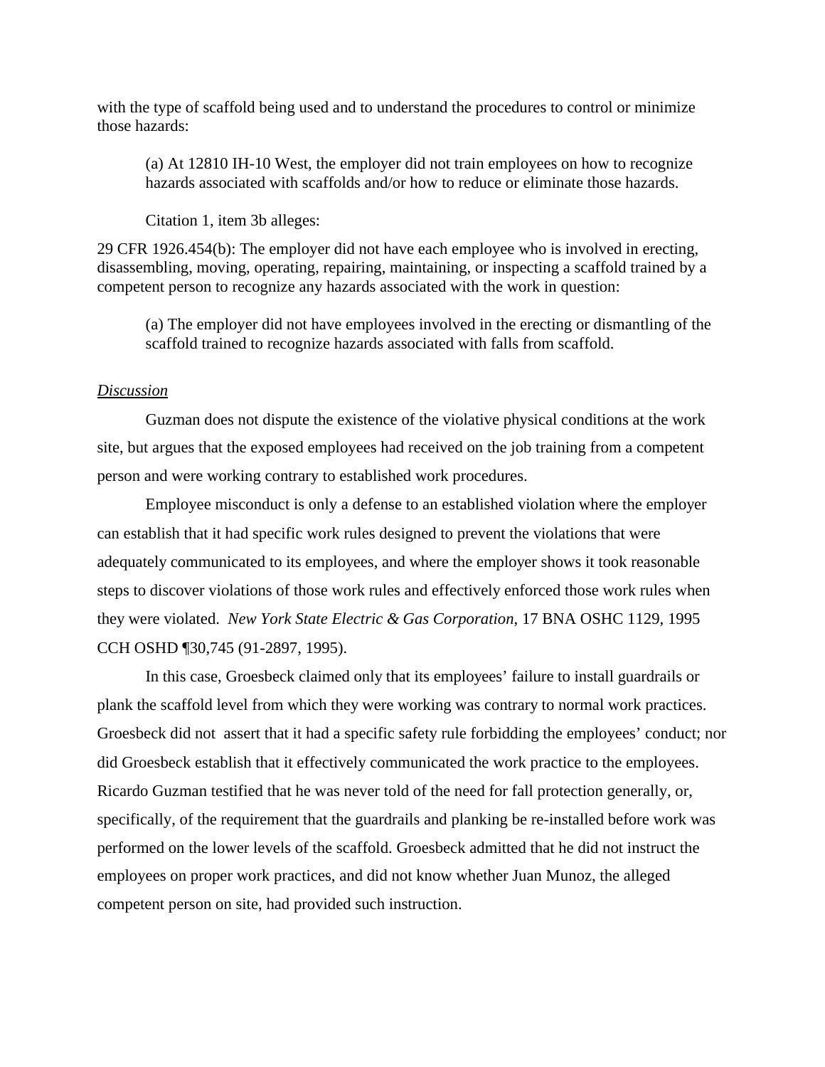with the type of scaffold being used and to understand the procedures to control or minimize those hazards:

> (a) At 12810 IH-10 West, the employer did not train employees on how to recognize hazards associated with scaffolds and/or how to reduce or eliminate those hazards.
>
> Citation 1, item 3b alleges:

29 CFR 1926.454(b): The employer did not have each employee who is involved in erecting, disassembling, moving, operating, repairing, maintaining, or inspecting a scaffold trained by a competent person to recognize any hazards associated with the work in question:

> (a) The employer did not have employees involved in the erecting or dismantling of the scaffold trained to recognize hazards associated with falls from scaffold.

*Discussion*

Guzman does not dispute the existence of the violative physical conditions at the work site, but argues that the exposed employees had received on the job training from a competent person and were working contrary to established work procedures.

Employee misconduct is only a defense to an established violation where the employer can establish that it had specific work rules designed to prevent the violations that were adequately communicated to its employees, and where the employer shows it took reasonable steps to discover violations of those work rules and effectively enforced those work rules when they were violated. *New York State Electric & Gas Corporation*, 17 BNA OSHC 1129, 1995 CCH OSHD ¶30,745 (91-2897, 1995).

In this case, Groesbeck claimed only that its employees' failure to install guardrails or plank the scaffold level from which they were working was contrary to normal work practices. Groesbeck did not assert that it had a specific safety rule forbidding the employees' conduct; nor did Groesbeck establish that it effectively communicated the work practice to the employees. Ricardo Guzman testified that he was never told of the need for fall protection generally, or, specifically, of the requirement that the guardrails and planking be re-installed before work was performed on the lower levels of the scaffold. Groesbeck admitted that he did not instruct the employees on proper work practices, and did not know whether Juan Munoz, the alleged competent person on site, had provided such instruction.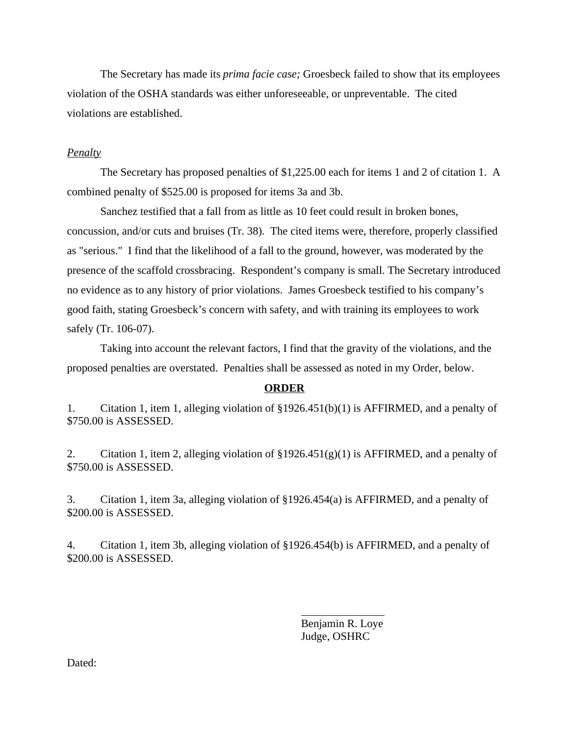The Secretary has made its *prima facie case;* Groesbeck failed to show that its employees violation of the OSHA standards was either unforeseeable, or unpreventable. The cited violations are established.

*Penalty*

The Secretary has proposed penalties of $1,225.00 each for items 1 and 2 of citation 1. A combined penalty of $525.00 is proposed for items 3a and 3b.

Sanchez testified that a fall from as little as 10 feet could result in broken bones, concussion, and/or cuts and bruises (Tr. 38). The cited items were, therefore, properly classified as "serious." I find that the likelihood of a fall to the ground, however, was moderated by the presence of the scaffold crossbracing. Respondent's company is small. The Secretary introduced no evidence as to any history of prior violations. James Groesbeck testified to his company's good faith, stating Groesbeck's concern with safety, and with training its employees to work safely (Tr. 106-07).

Taking into account the relevant factors, I find that the gravity of the violations, and the proposed penalties are overstated. Penalties shall be assessed as noted in my Order, below.

**ORDER**

1. Citation 1, item 1, alleging violation of §1926.451(b)(1) is AFFIRMED, and a penalty of $750.00 is ASSESSED.

2. Citation 1, item 2, alleging violation of §1926.451(g)(1) is AFFIRMED, and a penalty of $750.00 is ASSESSED.

3. Citation 1, item 3a, alleging violation of §1926.454(a) is AFFIRMED, and a penalty of $200.00 is ASSESSED.

4. Citation 1, item 3b, alleging violation of §1926.454(b) is AFFIRMED, and a penalty of $200.00 is ASSESSED.

Benjamin R. Loye
Judge, OSHRC

Dated: